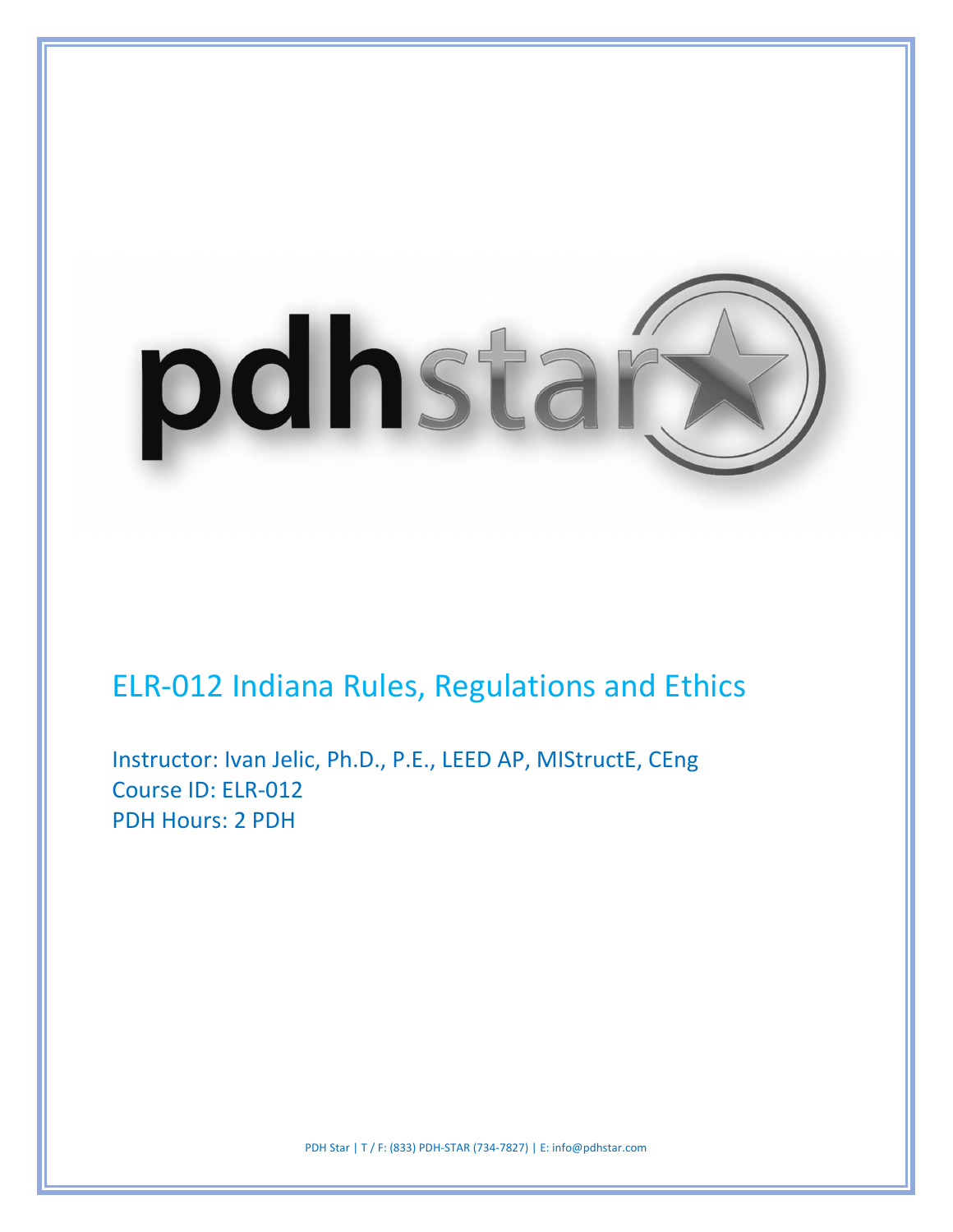# ELR-012 Indiana Rules, Regulations and Ethics

Instructor: Ivan Jelic, Ph.D., P.E., LEED AP, MIStructE, CEng
Course ID: ELR-012
PDH Hours: 2 PDH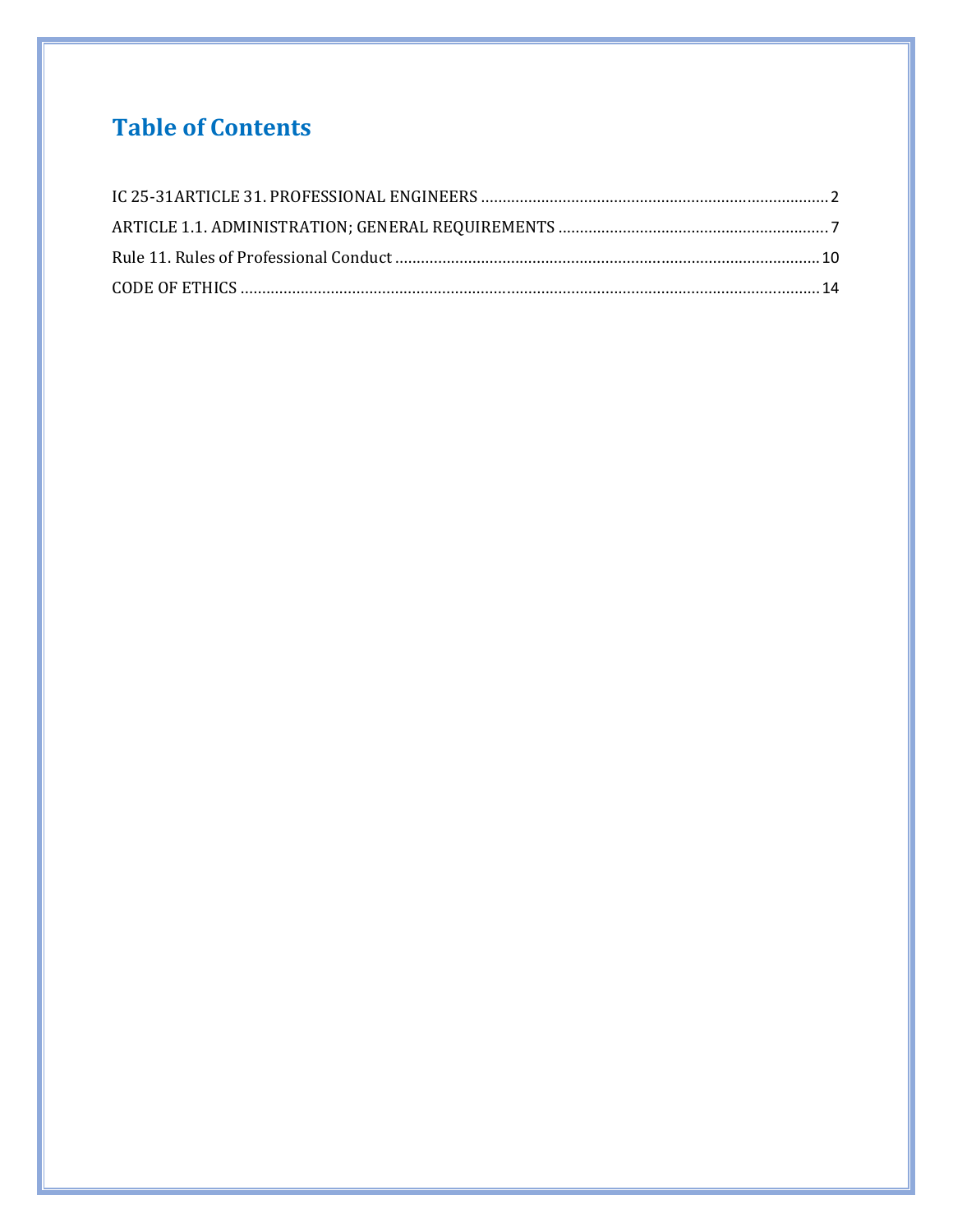# Table of Contents

IC 25-31ARTICLE 31. PROFESSIONAL ENGINEERS ........................................ 2

ARTICLE 1.1. ADMINISTRATION; GENERAL REQUIREMENTS ........................................ 7

Rule 11. Rules of Professional Conduct ........................................ 10

CODE OF ETHICS ........................................ 14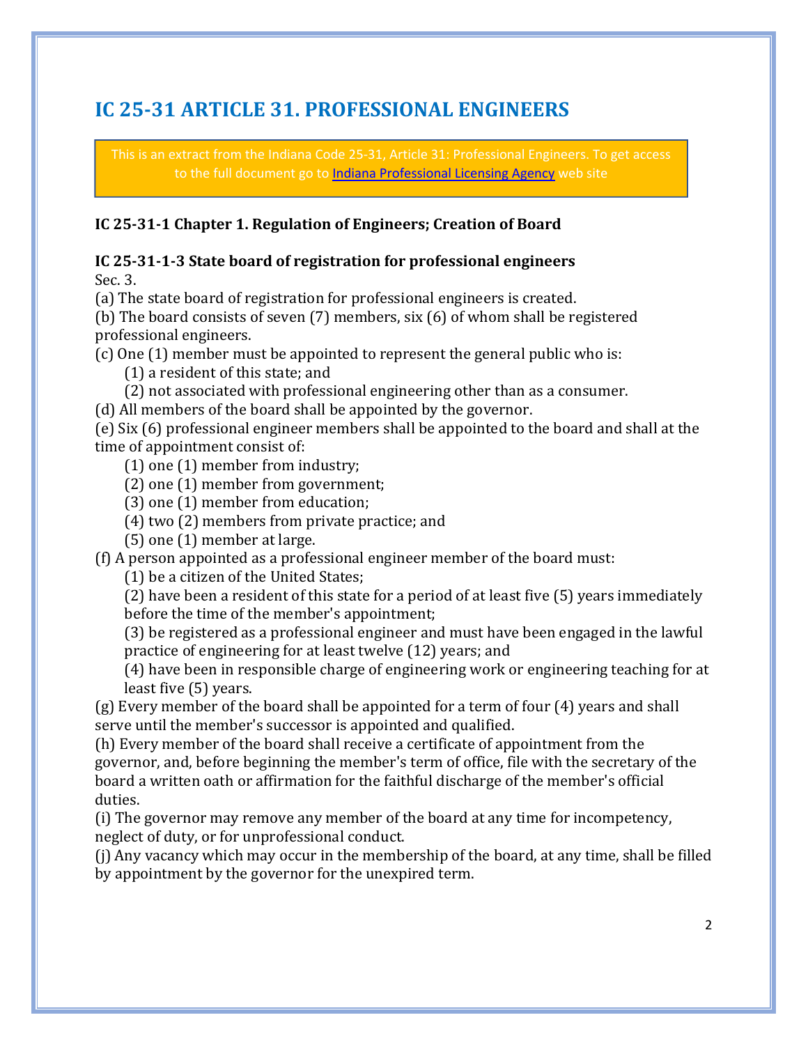# IC 25-31 ARTICLE 31. PROFESSIONAL ENGINEERS

This is an extract from the Indiana Code 25-31, Article 31: Professional Engineers. To get access to the full document go to Indiana Professional Licensing Agency web site

**IC 25-31-1 Chapter 1. Regulation of Engineers; Creation of Board**

**IC 25-31-1-3 State board of registration for professional engineers**

Sec. 3.

(a) The state board of registration for professional engineers is created.

(b) The board consists of seven (7) members, six (6) of whom shall be registered professional engineers.

(c) One (1) member must be appointed to represent the general public who is:

(1) a resident of this state; and

(2) not associated with professional engineering other than as a consumer.

(d) All members of the board shall be appointed by the governor.

(e) Six (6) professional engineer members shall be appointed to the board and shall at the time of appointment consist of:

(1) one (1) member from industry;

(2) one (1) member from government;

(3) one (1) member from education;

(4) two (2) members from private practice; and

(5) one (1) member at large.

(f) A person appointed as a professional engineer member of the board must:

(1) be a citizen of the United States;

(2) have been a resident of this state for a period of at least five (5) years immediately before the time of the member's appointment;

(3) be registered as a professional engineer and must have been engaged in the lawful practice of engineering for at least twelve (12) years; and

(4) have been in responsible charge of engineering work or engineering teaching for at least five (5) years.

(g) Every member of the board shall be appointed for a term of four (4) years and shall serve until the member's successor is appointed and qualified.

(h) Every member of the board shall receive a certificate of appointment from the governor, and, before beginning the member's term of office, file with the secretary of the board a written oath or affirmation for the faithful discharge of the member's official duties.

(i) The governor may remove any member of the board at any time for incompetency, neglect of duty, or for unprofessional conduct.

(j) Any vacancy which may occur in the membership of the board, at any time, shall be filled by appointment by the governor for the unexpired term.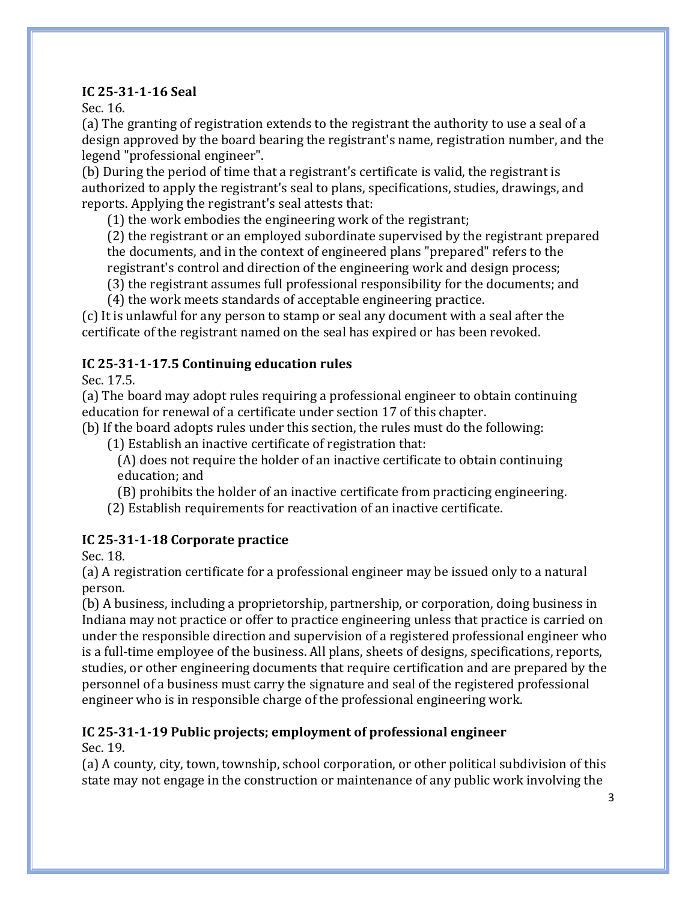**IC 25-31-1-16 Seal**

Sec. 16.

(a) The granting of registration extends to the registrant the authority to use a seal of a design approved by the board bearing the registrant's name, registration number, and the legend "professional engineer".

(b) During the period of time that a registrant's certificate is valid, the registrant is authorized to apply the registrant's seal to plans, specifications, studies, drawings, and reports. Applying the registrant's seal attests that:

(1) the work embodies the engineering work of the registrant;

(2) the registrant or an employed subordinate supervised by the registrant prepared the documents, and in the context of engineered plans "prepared" refers to the registrant's control and direction of the engineering work and design process;

(3) the registrant assumes full professional responsibility for the documents; and

(4) the work meets standards of acceptable engineering practice.

(c) It is unlawful for any person to stamp or seal any document with a seal after the certificate of the registrant named on the seal has expired or has been revoked.

**IC 25-31-1-17.5 Continuing education rules**

Sec. 17.5.

(a) The board may adopt rules requiring a professional engineer to obtain continuing education for renewal of a certificate under section 17 of this chapter.

(b) If the board adopts rules under this section, the rules must do the following:

(1) Establish an inactive certificate of registration that:

(A) does not require the holder of an inactive certificate to obtain continuing education; and

(B) prohibits the holder of an inactive certificate from practicing engineering.

(2) Establish requirements for reactivation of an inactive certificate.

**IC 25-31-1-18 Corporate practice**

Sec. 18.

(a) A registration certificate for a professional engineer may be issued only to a natural person.

(b) A business, including a proprietorship, partnership, or corporation, doing business in Indiana may not practice or offer to practice engineering unless that practice is carried on under the responsible direction and supervision of a registered professional engineer who is a full-time employee of the business. All plans, sheets of designs, specifications, reports, studies, or other engineering documents that require certification and are prepared by the personnel of a business must carry the signature and seal of the registered professional engineer who is in responsible charge of the professional engineering work.

**IC 25-31-1-19 Public projects; employment of professional engineer**

Sec. 19.

(a) A county, city, town, township, school corporation, or other political subdivision of this state may not engage in the construction or maintenance of any public work involving the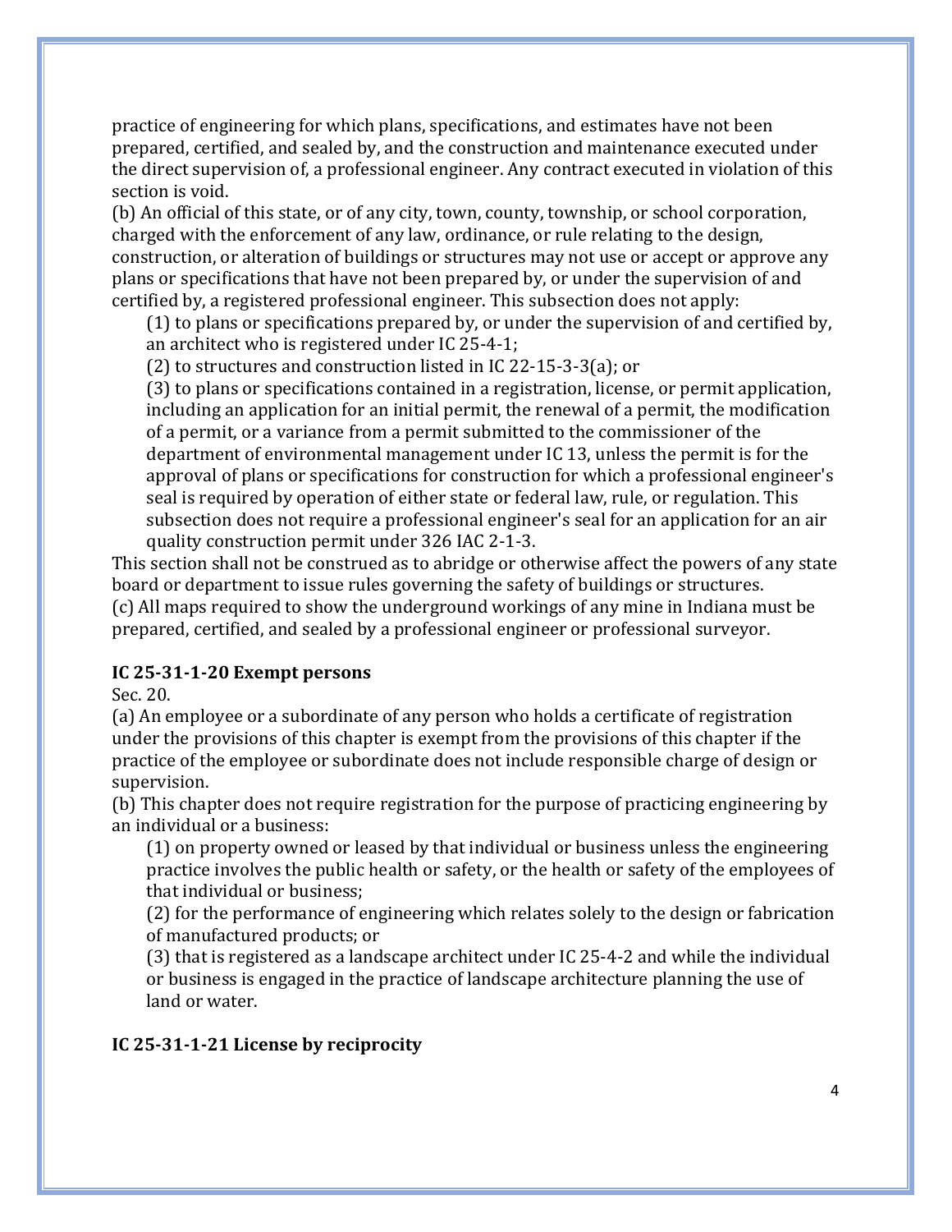practice of engineering for which plans, specifications, and estimates have not been prepared, certified, and sealed by, and the construction and maintenance executed under the direct supervision of, a professional engineer. Any contract executed in violation of this section is void.

(b) An official of this state, or of any city, town, county, township, or school corporation, charged with the enforcement of any law, ordinance, or rule relating to the design, construction, or alteration of buildings or structures may not use or accept or approve any plans or specifications that have not been prepared by, or under the supervision of and certified by, a registered professional engineer. This subsection does not apply:

(1) to plans or specifications prepared by, or under the supervision of and certified by, an architect who is registered under IC 25-4-1;

(2) to structures and construction listed in IC 22-15-3-3(a); or

(3) to plans or specifications contained in a registration, license, or permit application, including an application for an initial permit, the renewal of a permit, the modification of a permit, or a variance from a permit submitted to the commissioner of the department of environmental management under IC 13, unless the permit is for the approval of plans or specifications for construction for which a professional engineer's seal is required by operation of either state or federal law, rule, or regulation. This subsection does not require a professional engineer's seal for an application for an air quality construction permit under 326 IAC 2-1-3.

This section shall not be construed as to abridge or otherwise affect the powers of any state board or department to issue rules governing the safety of buildings or structures.

(c) All maps required to show the underground workings of any mine in Indiana must be prepared, certified, and sealed by a professional engineer or professional surveyor.

**IC 25-31-1-20 Exempt persons**

Sec. 20.

(a) An employee or a subordinate of any person who holds a certificate of registration under the provisions of this chapter is exempt from the provisions of this chapter if the practice of the employee or subordinate does not include responsible charge of design or supervision.

(b) This chapter does not require registration for the purpose of practicing engineering by an individual or a business:

(1) on property owned or leased by that individual or business unless the engineering practice involves the public health or safety, or the health or safety of the employees of that individual or business;

(2) for the performance of engineering which relates solely to the design or fabrication of manufactured products; or

(3) that is registered as a landscape architect under IC 25-4-2 and while the individual or business is engaged in the practice of landscape architecture planning the use of land or water.

**IC 25-31-1-21 License by reciprocity**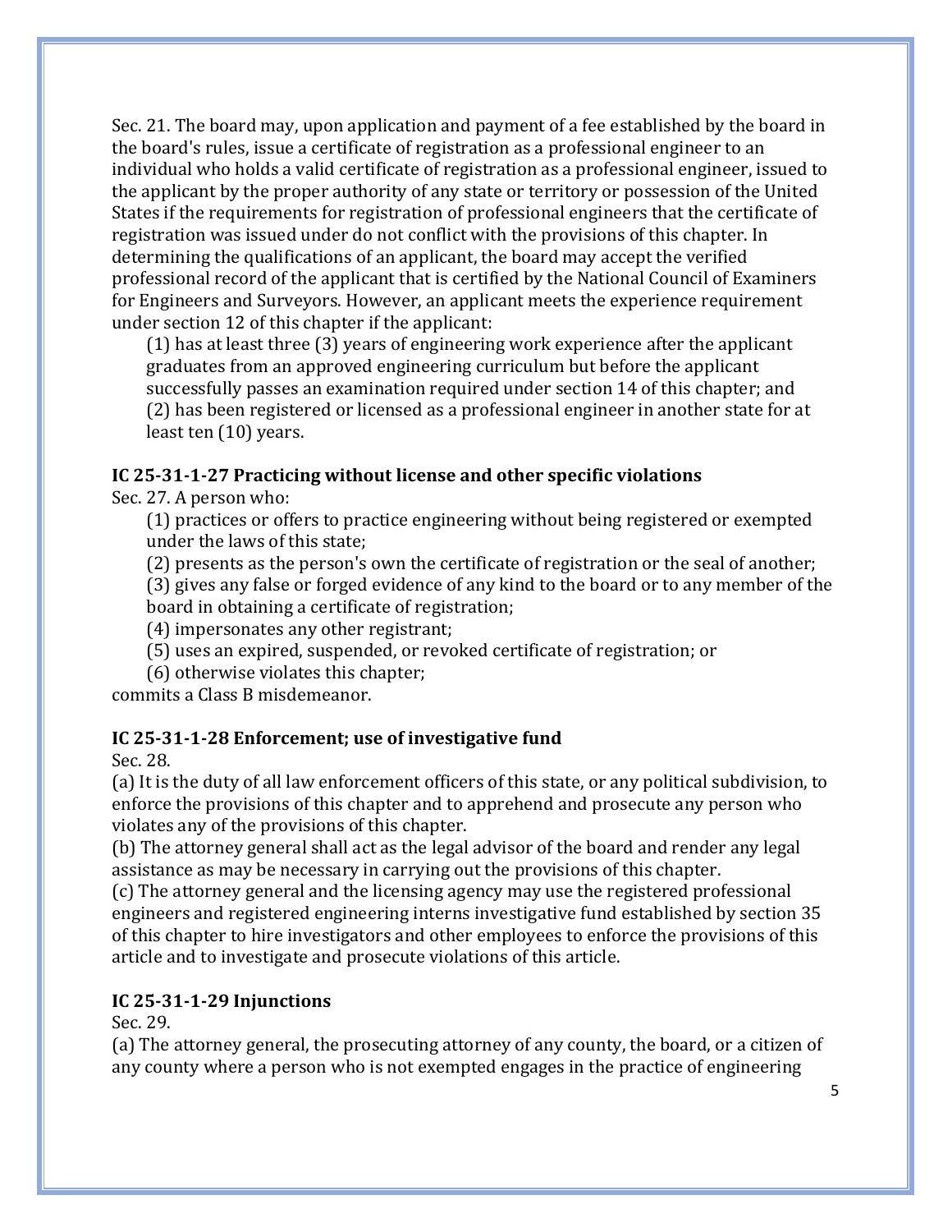Sec. 21. The board may, upon application and payment of a fee established by the board in the board's rules, issue a certificate of registration as a professional engineer to an individual who holds a valid certificate of registration as a professional engineer, issued to the applicant by the proper authority of any state or territory or possession of the United States if the requirements for registration of professional engineers that the certificate of registration was issued under do not conflict with the provisions of this chapter. In determining the qualifications of an applicant, the board may accept the verified professional record of the applicant that is certified by the National Council of Examiners for Engineers and Surveyors. However, an applicant meets the experience requirement under section 12 of this chapter if the applicant:

(1) has at least three (3) years of engineering work experience after the applicant graduates from an approved engineering curriculum but before the applicant successfully passes an examination required under section 14 of this chapter; and
(2) has been registered or licensed as a professional engineer in another state for at least ten (10) years.

**IC 25-31-1-27 Practicing without license and other specific violations**

Sec. 27. A person who:

(1) practices or offers to practice engineering without being registered or exempted under the laws of this state;
(2) presents as the person's own the certificate of registration or the seal of another;
(3) gives any false or forged evidence of any kind to the board or to any member of the board in obtaining a certificate of registration;
(4) impersonates any other registrant;
(5) uses an expired, suspended, or revoked certificate of registration; or
(6) otherwise violates this chapter;

commits a Class B misdemeanor.

**IC 25-31-1-28 Enforcement; use of investigative fund**

Sec. 28.

(a) It is the duty of all law enforcement officers of this state, or any political subdivision, to enforce the provisions of this chapter and to apprehend and prosecute any person who violates any of the provisions of this chapter.
(b) The attorney general shall act as the legal advisor of the board and render any legal assistance as may be necessary in carrying out the provisions of this chapter.
(c) The attorney general and the licensing agency may use the registered professional engineers and registered engineering interns investigative fund established by section 35 of this chapter to hire investigators and other employees to enforce the provisions of this article and to investigate and prosecute violations of this article.

**IC 25-31-1-29 Injunctions**

Sec. 29.

(a) The attorney general, the prosecuting attorney of any county, the board, or a citizen of any county where a person who is not exempted engages in the practice of engineering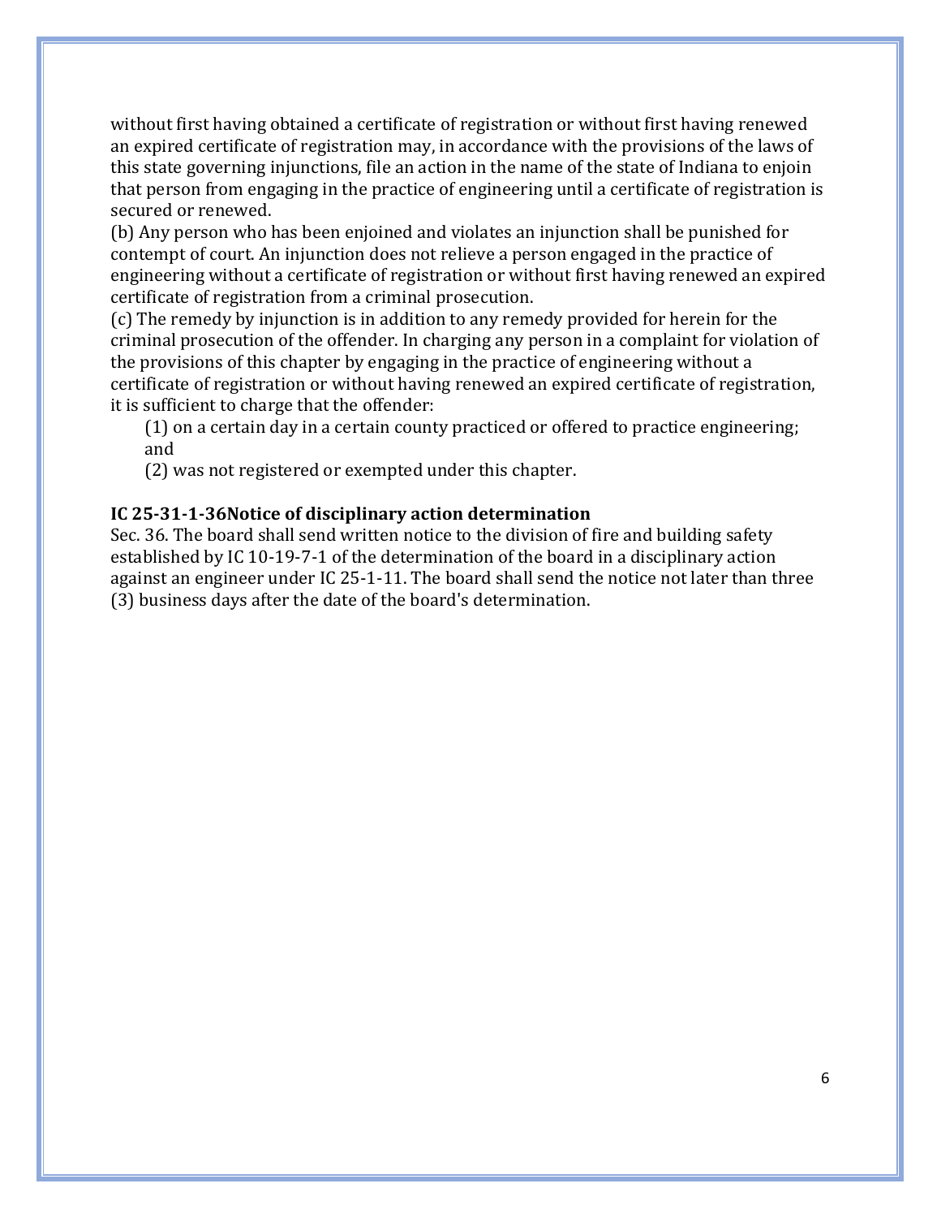without first having obtained a certificate of registration or without first having renewed an expired certificate of registration may, in accordance with the provisions of the laws of this state governing injunctions, file an action in the name of the state of Indiana to enjoin that person from engaging in the practice of engineering until a certificate of registration is secured or renewed.

(b) Any person who has been enjoined and violates an injunction shall be punished for contempt of court. An injunction does not relieve a person engaged in the practice of engineering without a certificate of registration or without first having renewed an expired certificate of registration from a criminal prosecution.

(c) The remedy by injunction is in addition to any remedy provided for herein for the criminal prosecution of the offender. In charging any person in a complaint for violation of the provisions of this chapter by engaging in the practice of engineering without a certificate of registration or without having renewed an expired certificate of registration, it is sufficient to charge that the offender:

(1) on a certain day in a certain county practiced or offered to practice engineering; and

(2) was not registered or exempted under this chapter.

**IC 25-31-1-36Notice of disciplinary action determination**

Sec. 36. The board shall send written notice to the division of fire and building safety established by IC 10-19-7-1 of the determination of the board in a disciplinary action against an engineer under IC 25-1-11. The board shall send the notice not later than three (3) business days after the date of the board's determination.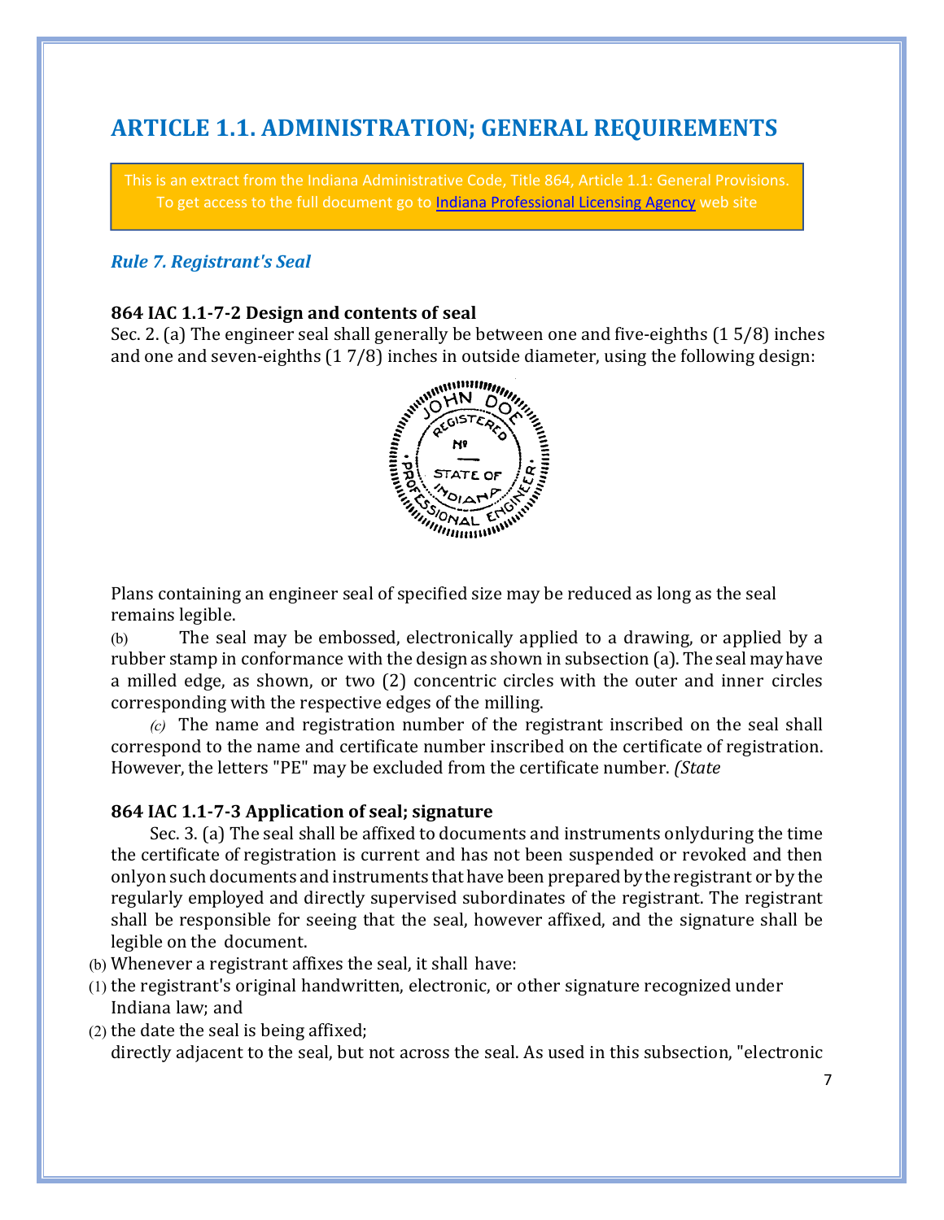# ARTICLE 1.1. ADMINISTRATION; GENERAL REQUIREMENTS

This is an extract from the Indiana Administrative Code, Title 864, Article 1.1: General Provisions. To get access to the full document go to [Indiana Professional Licensing Agency](#) web site

### *Rule 7. Registrant's Seal*

**864 IAC 1.1-7-2 Design and contents of seal**

Sec. 2. (a) The engineer seal shall generally be between one and five-eighths (1 5/8) inches and one and seven-eighths (1 7/8) inches in outside diameter, using the following design:

Plans containing an engineer seal of specified size may be reduced as long as the seal remains legible.

(b) The seal may be embossed, electronically applied to a drawing, or applied by a rubber stamp in conformance with the design as shown in subsection (a). The seal may have a milled edge, as shown, or two (2) concentric circles with the outer and inner circles corresponding with the respective edges of the milling.

*(c)* The name and registration number of the registrant inscribed on the seal shall correspond to the name and certificate number inscribed on the certificate of registration. However, the letters "PE" may be excluded from the certificate number. *(State*

**864 IAC 1.1-7-3 Application of seal; signature**

Sec. 3. (a) The seal shall be affixed to documents and instruments onlyduring the time the certificate of registration is current and has not been suspended or revoked and then onlyon such documents and instruments that have been prepared by the registrant or by the regularly employed and directly supervised subordinates of the registrant. The registrant shall be responsible for seeing that the seal, however affixed, and the signature shall be legible on the document.

(b) Whenever a registrant affixes the seal, it shall have:

(1) the registrant's original handwritten, electronic, or other signature recognized under Indiana law; and

(2) the date the seal is being affixed;

directly adjacent to the seal, but not across the seal. As used in this subsection, "electronic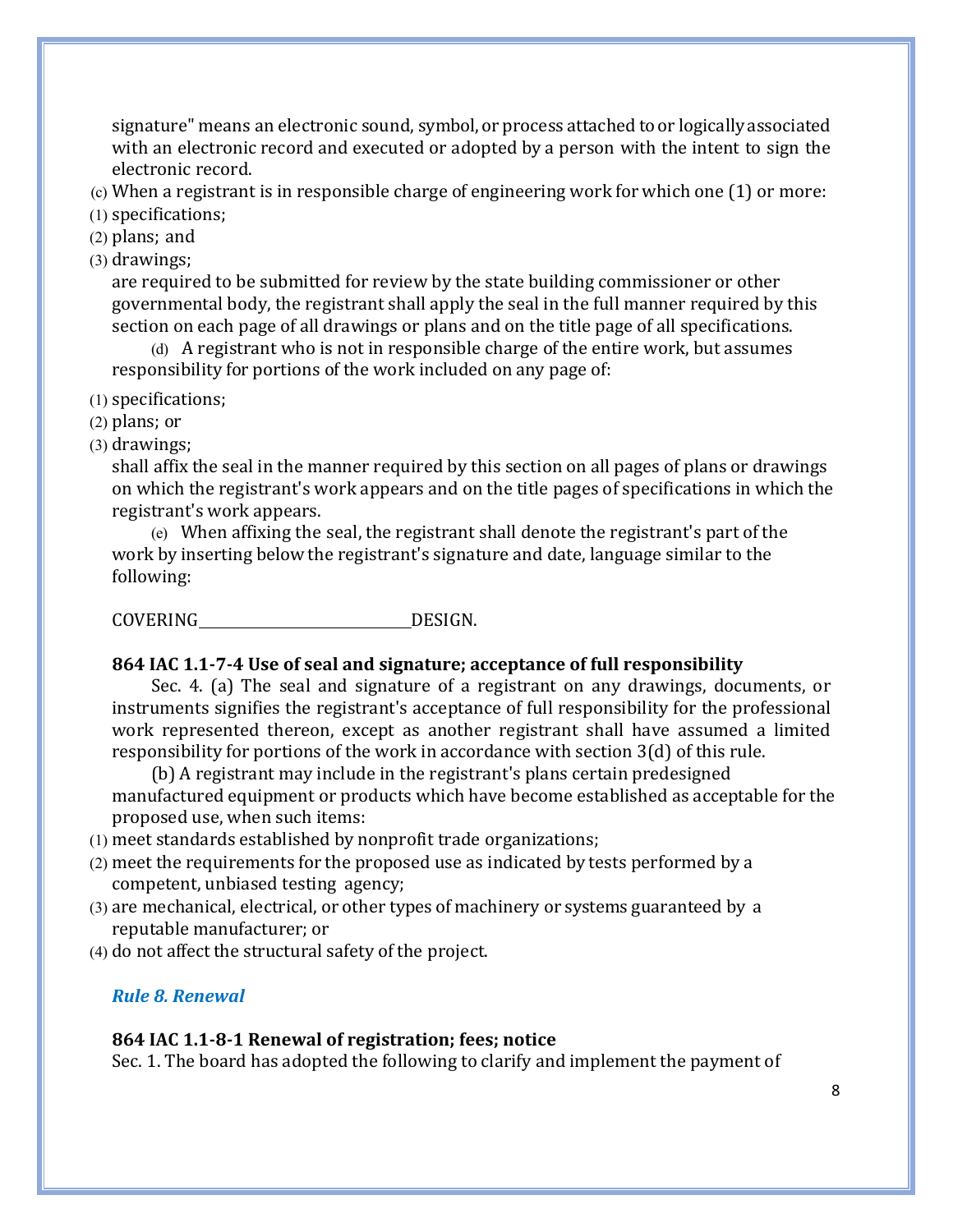signature" means an electronic sound, symbol, or process attached to or logically associated with an electronic record and executed or adopted by a person with the intent to sign the electronic record.

(c) When a registrant is in responsible charge of engineering work for which one (1) or more:

(1) specifications;
(2) plans; and
(3) drawings;

are required to be submitted for review by the state building commissioner or other governmental body, the registrant shall apply the seal in the full manner required by this section on each page of all drawings or plans and on the title page of all specifications.

(d) A registrant who is not in responsible charge of the entire work, but assumes responsibility for portions of the work included on any page of:

(1) specifications;
(2) plans; or
(3) drawings;

shall affix the seal in the manner required by this section on all pages of plans or drawings on which the registrant's work appears and on the title pages of specifications in which the registrant's work appears.

(e) When affixing the seal, the registrant shall denote the registrant's part of the work by inserting below the registrant's signature and date, language similar to the following:

COVERING______________________________DESIGN.

**864 IAC 1.1-7-4 Use of seal and signature; acceptance of full responsibility**

Sec. 4. (a) The seal and signature of a registrant on any drawings, documents, or instruments signifies the registrant's acceptance of full responsibility for the professional work represented thereon, except as another registrant shall have assumed a limited responsibility for portions of the work in accordance with section 3(d) of this rule.

(b) A registrant may include in the registrant's plans certain predesigned manufactured equipment or products which have become established as acceptable for the proposed use, when such items:

(1) meet standards established by nonprofit trade organizations;
(2) meet the requirements for the proposed use as indicated by tests performed by a competent, unbiased testing agency;
(3) are mechanical, electrical, or other types of machinery or systems guaranteed by a reputable manufacturer; or
(4) do not affect the structural safety of the project.

### *Rule 8. Renewal*

**864 IAC 1.1-8-1 Renewal of registration; fees; notice**

Sec. 1. The board has adopted the following to clarify and implement the payment of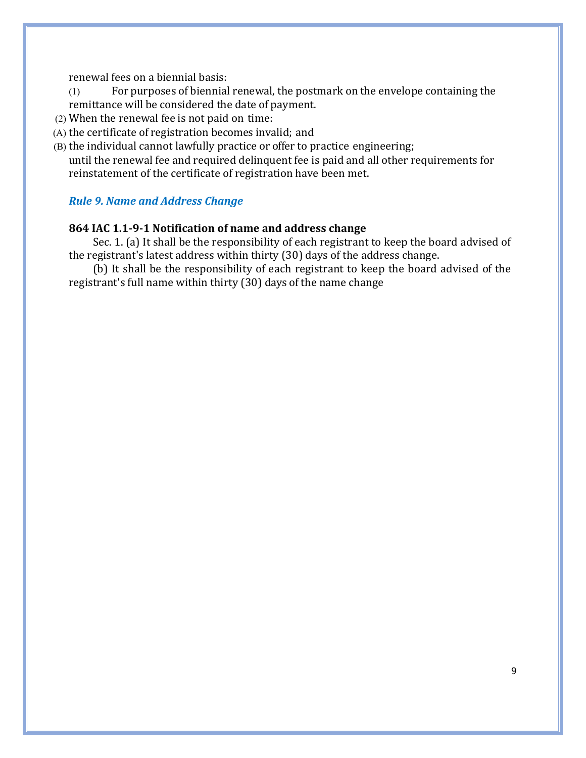renewal fees on a biennial basis:

(1) For purposes of biennial renewal, the postmark on the envelope containing the remittance will be considered the date of payment.

(2) When the renewal fee is not paid on time:

(A) the certificate of registration becomes invalid; and

(B) the individual cannot lawfully practice or offer to practice engineering;

until the renewal fee and required delinquent fee is paid and all other requirements for reinstatement of the certificate of registration have been met.

### *Rule 9. Name and Address Change*

**864 IAC 1.1-9-1 Notification of name and address change**

Sec. 1. (a) It shall be the responsibility of each registrant to keep the board advised of the registrant's latest address within thirty (30) days of the address change.

(b) It shall be the responsibility of each registrant to keep the board advised of the registrant's full name within thirty (30) days of the name change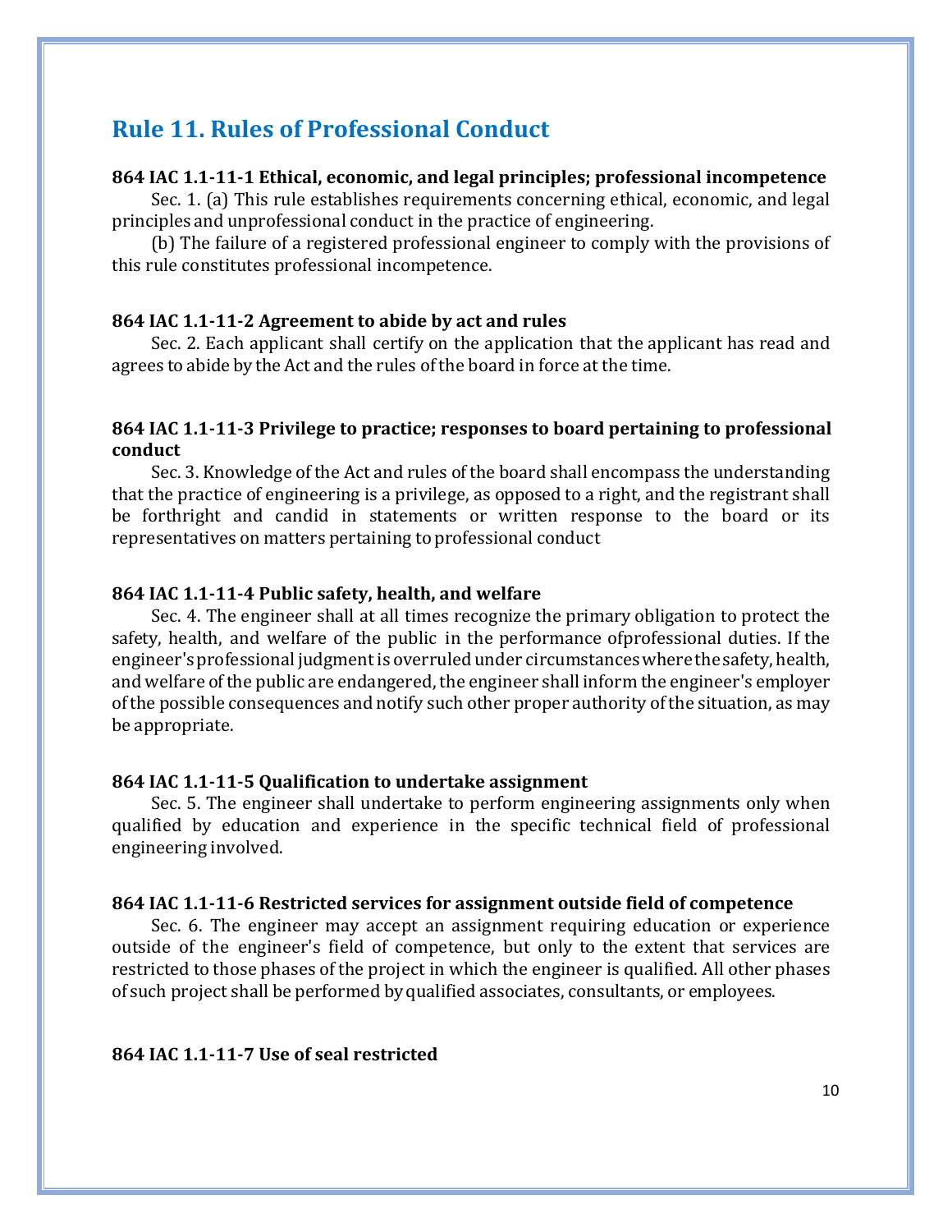## Rule 11. Rules of Professional Conduct

**864 IAC 1.1-11-1 Ethical, economic, and legal principles; professional incompetence**

Sec. 1. (a) This rule establishes requirements concerning ethical, economic, and legal principles and unprofessional conduct in the practice of engineering.

(b) The failure of a registered professional engineer to comply with the provisions of this rule constitutes professional incompetence.

**864 IAC 1.1-11-2 Agreement to abide by act and rules**

Sec. 2. Each applicant shall certify on the application that the applicant has read and agrees to abide by the Act and the rules of the board in force at the time.

**864 IAC 1.1-11-3 Privilege to practice; responses to board pertaining to professional conduct**

Sec. 3. Knowledge of the Act and rules of the board shall encompass the understanding that the practice of engineering is a privilege, as opposed to a right, and the registrant shall be forthright and candid in statements or written response to the board or its representatives on matters pertaining to professional conduct

**864 IAC 1.1-11-4 Public safety, health, and welfare**

Sec. 4. The engineer shall at all times recognize the primary obligation to protect the safety, health, and welfare of the public in the performance ofprofessional duties. If the engineer's professional judgment is overruled under circumstances where the safety, health, and welfare of the public are endangered, the engineer shall inform the engineer's employer of the possible consequences and notify such other proper authority of the situation, as may be appropriate.

**864 IAC 1.1-11-5 Qualification to undertake assignment**

Sec. 5. The engineer shall undertake to perform engineering assignments only when qualified by education and experience in the specific technical field of professional engineering involved.

**864 IAC 1.1-11-6 Restricted services for assignment outside field of competence**

Sec. 6. The engineer may accept an assignment requiring education or experience outside of the engineer's field of competence, but only to the extent that services are restricted to those phases of the project in which the engineer is qualified. All other phases of such project shall be performed by qualified associates, consultants, or employees.

**864 IAC 1.1-11-7 Use of seal restricted**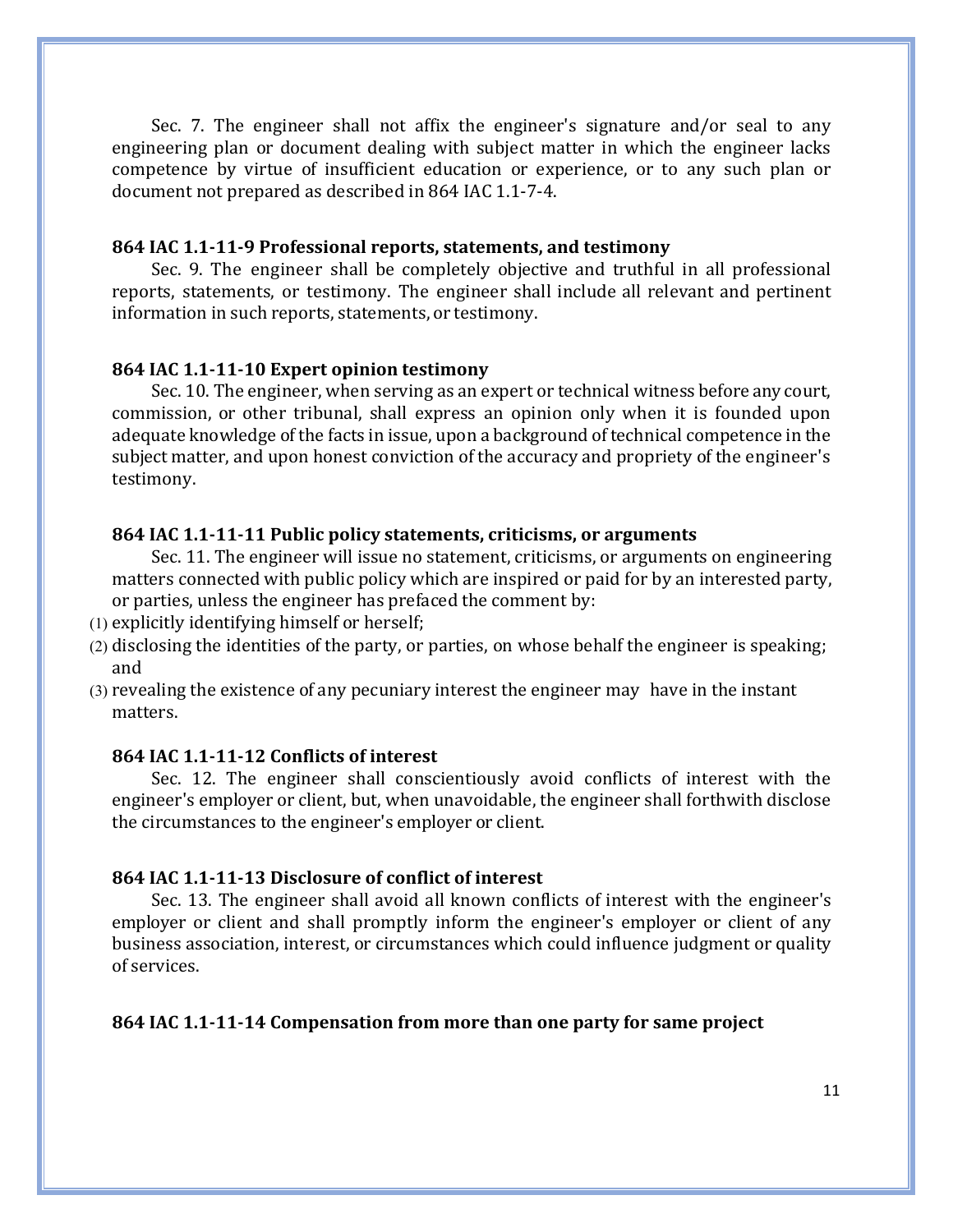Sec. 7. The engineer shall not affix the engineer's signature and/or seal to any engineering plan or document dealing with subject matter in which the engineer lacks competence by virtue of insufficient education or experience, or to any such plan or document not prepared as described in 864 IAC 1.1-7-4.

**864 IAC 1.1-11-9 Professional reports, statements, and testimony**

Sec. 9. The engineer shall be completely objective and truthful in all professional reports, statements, or testimony. The engineer shall include all relevant and pertinent information in such reports, statements, or testimony.

**864 IAC 1.1-11-10 Expert opinion testimony**

Sec. 10. The engineer, when serving as an expert or technical witness before any court, commission, or other tribunal, shall express an opinion only when it is founded upon adequate knowledge of the facts in issue, upon a background of technical competence in the subject matter, and upon honest conviction of the accuracy and propriety of the engineer's testimony.

**864 IAC 1.1-11-11 Public policy statements, criticisms, or arguments**

Sec. 11. The engineer will issue no statement, criticisms, or arguments on engineering matters connected with public policy which are inspired or paid for by an interested party, or parties, unless the engineer has prefaced the comment by:

(1) explicitly identifying himself or herself;
(2) disclosing the identities of the party, or parties, on whose behalf the engineer is speaking; and
(3) revealing the existence of any pecuniary interest the engineer may have in the instant matters.

**864 IAC 1.1-11-12 Conflicts of interest**

Sec. 12. The engineer shall conscientiously avoid conflicts of interest with the engineer's employer or client, but, when unavoidable, the engineer shall forthwith disclose the circumstances to the engineer's employer or client.

**864 IAC 1.1-11-13 Disclosure of conflict of interest**

Sec. 13. The engineer shall avoid all known conflicts of interest with the engineer's employer or client and shall promptly inform the engineer's employer or client of any business association, interest, or circumstances which could influence judgment or quality of services.

**864 IAC 1.1-11-14 Compensation from more than one party for same project**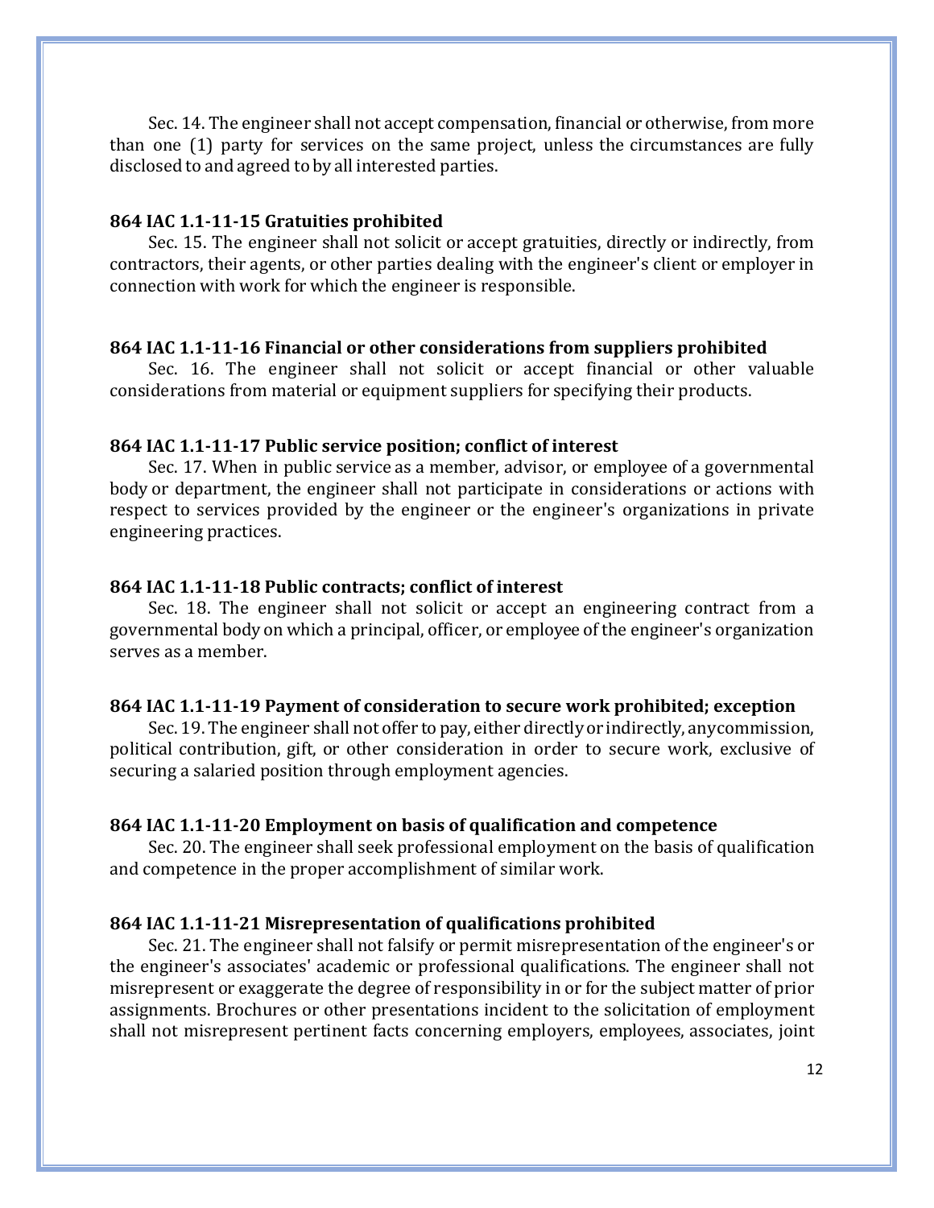Sec. 14. The engineer shall not accept compensation, financial or otherwise, from more than one (1) party for services on the same project, unless the circumstances are fully disclosed to and agreed to by all interested parties.

**864 IAC 1.1-11-15 Gratuities prohibited**

Sec. 15. The engineer shall not solicit or accept gratuities, directly or indirectly, from contractors, their agents, or other parties dealing with the engineer's client or employer in connection with work for which the engineer is responsible.

**864 IAC 1.1-11-16 Financial or other considerations from suppliers prohibited**

Sec. 16. The engineer shall not solicit or accept financial or other valuable considerations from material or equipment suppliers for specifying their products.

**864 IAC 1.1-11-17 Public service position; conflict of interest**

Sec. 17. When in public service as a member, advisor, or employee of a governmental body or department, the engineer shall not participate in considerations or actions with respect to services provided by the engineer or the engineer's organizations in private engineering practices.

**864 IAC 1.1-11-18 Public contracts; conflict of interest**

Sec. 18. The engineer shall not solicit or accept an engineering contract from a governmental body on which a principal, officer, or employee of the engineer's organization serves as a member.

**864 IAC 1.1-11-19 Payment of consideration to secure work prohibited; exception**

Sec. 19. The engineer shall not offer to pay, either directly or indirectly, any commission, political contribution, gift, or other consideration in order to secure work, exclusive of securing a salaried position through employment agencies.

**864 IAC 1.1-11-20 Employment on basis of qualification and competence**

Sec. 20. The engineer shall seek professional employment on the basis of qualification and competence in the proper accomplishment of similar work.

**864 IAC 1.1-11-21 Misrepresentation of qualifications prohibited**

Sec. 21. The engineer shall not falsify or permit misrepresentation of the engineer's or the engineer's associates' academic or professional qualifications. The engineer shall not misrepresent or exaggerate the degree of responsibility in or for the subject matter of prior assignments. Brochures or other presentations incident to the solicitation of employment shall not misrepresent pertinent facts concerning employers, employees, associates, joint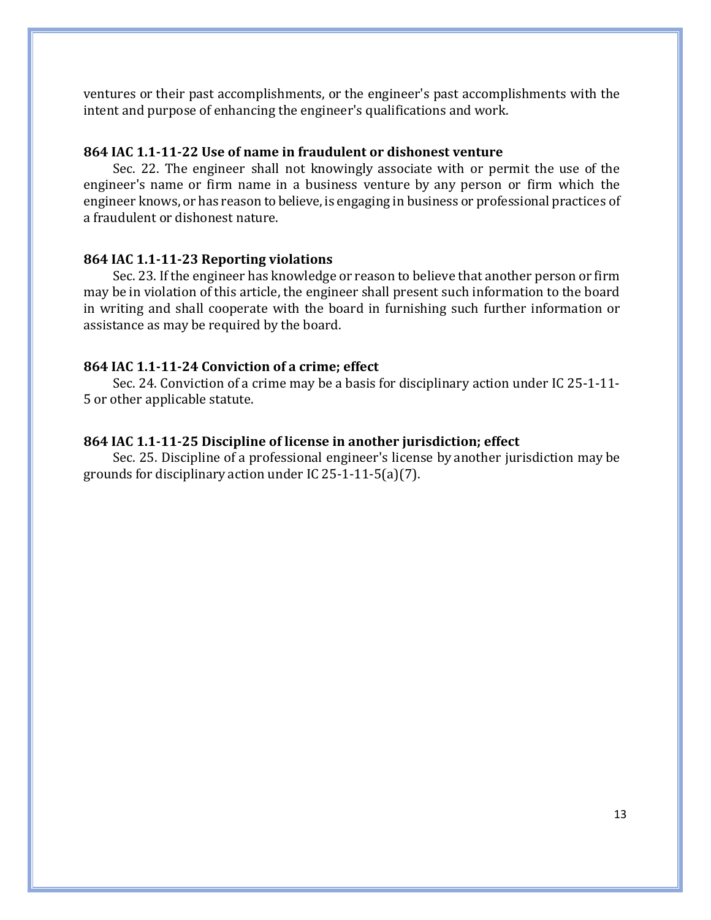ventures or their past accomplishments, or the engineer's past accomplishments with the intent and purpose of enhancing the engineer's qualifications and work.

**864 IAC 1.1-11-22 Use of name in fraudulent or dishonest venture**

Sec. 22. The engineer shall not knowingly associate with or permit the use of the engineer's name or firm name in a business venture by any person or firm which the engineer knows, or has reason to believe, is engaging in business or professional practices of a fraudulent or dishonest nature.

**864 IAC 1.1-11-23 Reporting violations**

Sec. 23. If the engineer has knowledge or reason to believe that another person or firm may be in violation of this article, the engineer shall present such information to the board in writing and shall cooperate with the board in furnishing such further information or assistance as may be required by the board.

**864 IAC 1.1-11-24 Conviction of a crime; effect**

Sec. 24. Conviction of a crime may be a basis for disciplinary action under IC 25-1-11-5 or other applicable statute.

**864 IAC 1.1-11-25 Discipline of license in another jurisdiction; effect**

Sec. 25. Discipline of a professional engineer's license by another jurisdiction may be grounds for disciplinary action under IC 25-1-11-5(a)(7).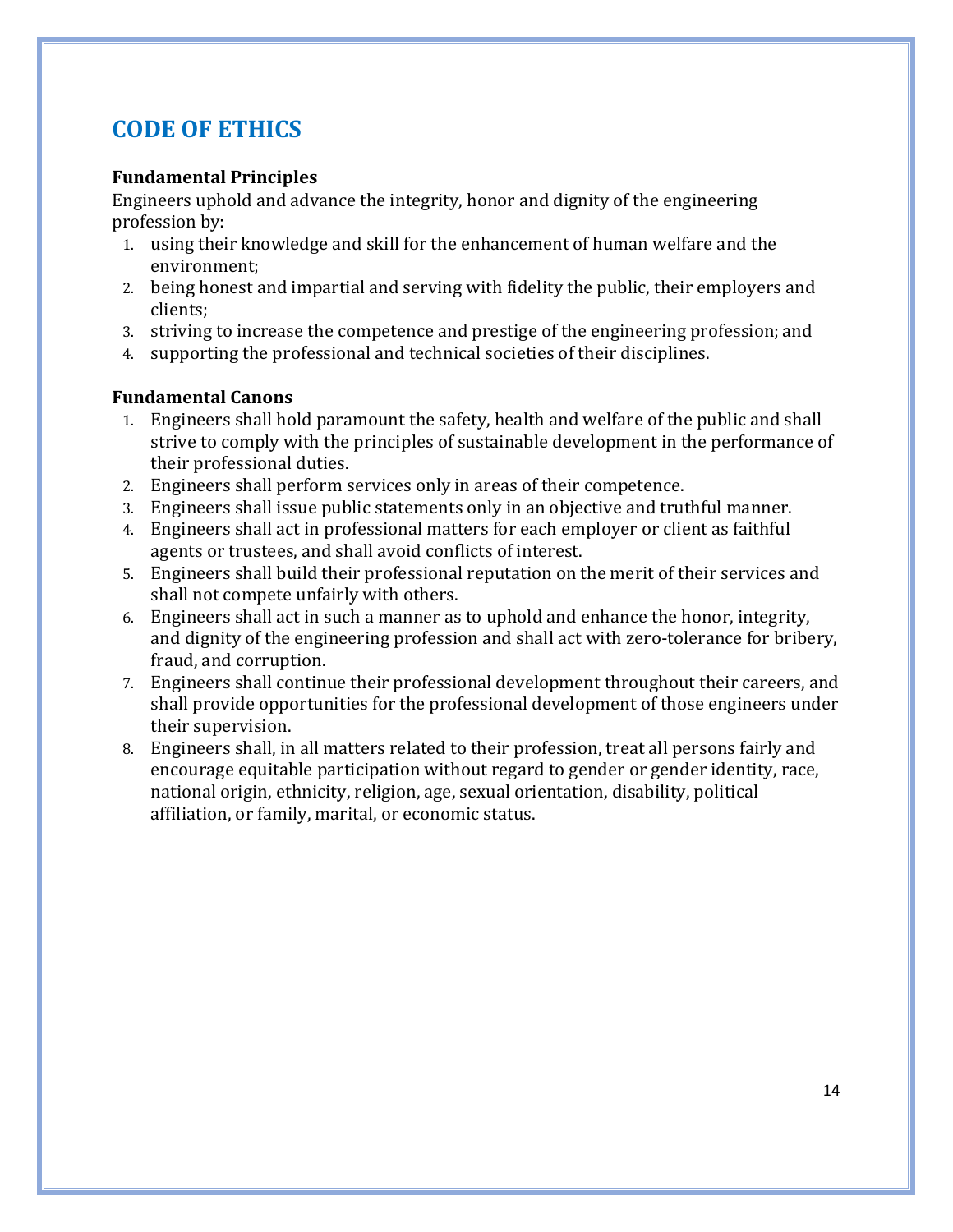# CODE OF ETHICS

**Fundamental Principles**

Engineers uphold and advance the integrity, honor and dignity of the engineering profession by:

1. using their knowledge and skill for the enhancement of human welfare and the environment;
2. being honest and impartial and serving with fidelity the public, their employers and clients;
3. striving to increase the competence and prestige of the engineering profession; and
4. supporting the professional and technical societies of their disciplines.

**Fundamental Canons**

1. Engineers shall hold paramount the safety, health and welfare of the public and shall strive to comply with the principles of sustainable development in the performance of their professional duties.
2. Engineers shall perform services only in areas of their competence.
3. Engineers shall issue public statements only in an objective and truthful manner.
4. Engineers shall act in professional matters for each employer or client as faithful agents or trustees, and shall avoid conflicts of interest.
5. Engineers shall build their professional reputation on the merit of their services and shall not compete unfairly with others.
6. Engineers shall act in such a manner as to uphold and enhance the honor, integrity, and dignity of the engineering profession and shall act with zero-tolerance for bribery, fraud, and corruption.
7. Engineers shall continue their professional development throughout their careers, and shall provide opportunities for the professional development of those engineers under their supervision.
8. Engineers shall, in all matters related to their profession, treat all persons fairly and encourage equitable participation without regard to gender or gender identity, race, national origin, ethnicity, religion, age, sexual orientation, disability, political affiliation, or family, marital, or economic status.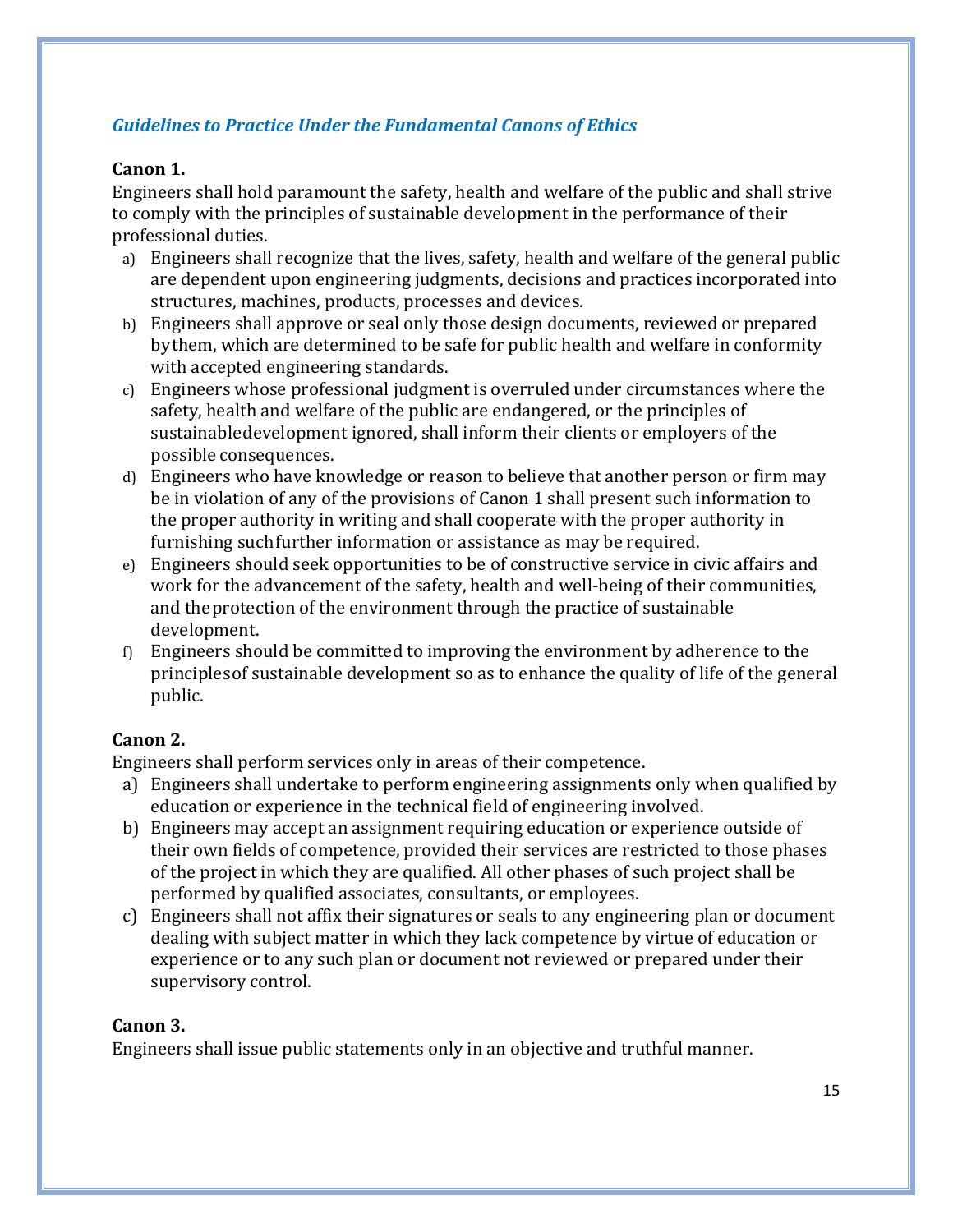### *Guidelines to Practice Under the Fundamental Canons of Ethics*

**Canon 1.**

Engineers shall hold paramount the safety, health and welfare of the public and shall strive to comply with the principles of sustainable development in the performance of their professional duties.

a) Engineers shall recognize that the lives, safety, health and welfare of the general public are dependent upon engineering judgments, decisions and practices incorporated into structures, machines, products, processes and devices.
b) Engineers shall approve or seal only those design documents, reviewed or prepared bythem, which are determined to be safe for public health and welfare in conformity with accepted engineering standards.
c) Engineers whose professional judgment is overruled under circumstances where the safety, health and welfare of the public are endangered, or the principles of sustainabledevelopment ignored, shall inform their clients or employers of the possible consequences.
d) Engineers who have knowledge or reason to believe that another person or firm may be in violation of any of the provisions of Canon 1 shall present such information to the proper authority in writing and shall cooperate with the proper authority in furnishing suchfurther information or assistance as may be required.
e) Engineers should seek opportunities to be of constructive service in civic affairs and work for the advancement of the safety, health and well-being of their communities, and theprotection of the environment through the practice of sustainable development.
f) Engineers should be committed to improving the environment by adherence to the principlesof sustainable development so as to enhance the quality of life of the general public.

**Canon 2.**

Engineers shall perform services only in areas of their competence.

a) Engineers shall undertake to perform engineering assignments only when qualified by education or experience in the technical field of engineering involved.
b) Engineers may accept an assignment requiring education or experience outside of their own fields of competence, provided their services are restricted to those phases of the project in which they are qualified. All other phases of such project shall be performed by qualified associates, consultants, or employees.
c) Engineers shall not affix their signatures or seals to any engineering plan or document dealing with subject matter in which they lack competence by virtue of education or experience or to any such plan or document not reviewed or prepared under their supervisory control.

**Canon 3.**

Engineers shall issue public statements only in an objective and truthful manner.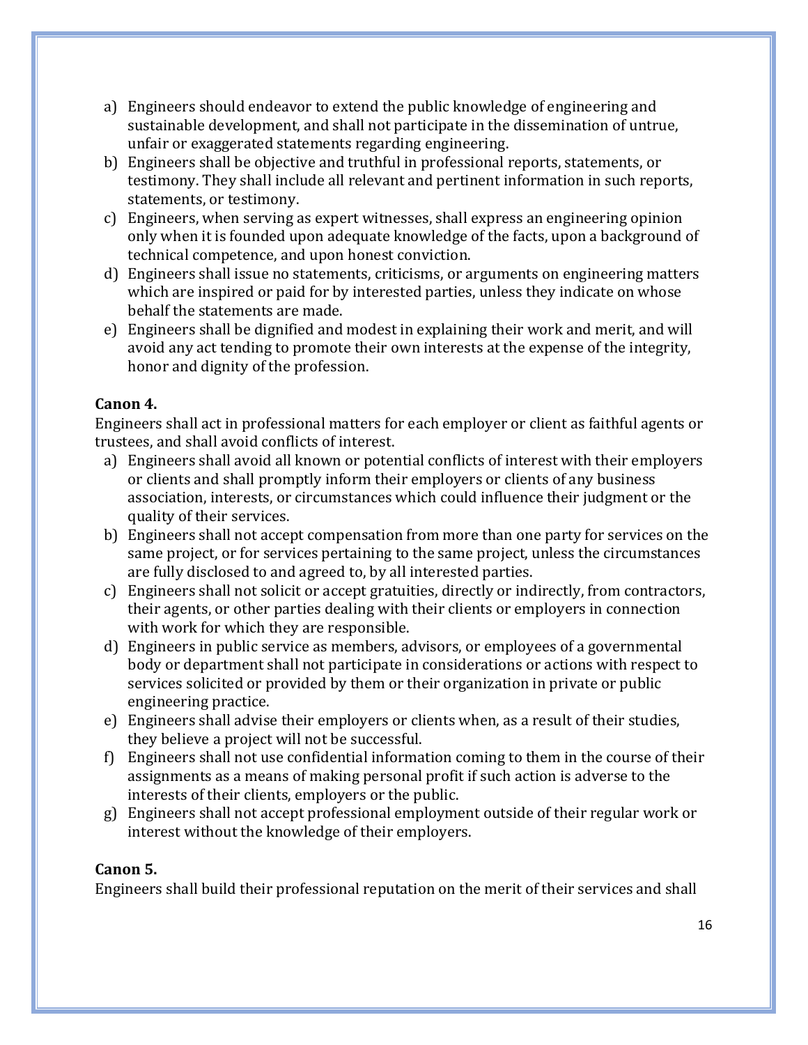a) Engineers should endeavor to extend the public knowledge of engineering and sustainable development, and shall not participate in the dissemination of untrue, unfair or exaggerated statements regarding engineering.
b) Engineers shall be objective and truthful in professional reports, statements, or testimony. They shall include all relevant and pertinent information in such reports, statements, or testimony.
c) Engineers, when serving as expert witnesses, shall express an engineering opinion only when it is founded upon adequate knowledge of the facts, upon a background of technical competence, and upon honest conviction.
d) Engineers shall issue no statements, criticisms, or arguments on engineering matters which are inspired or paid for by interested parties, unless they indicate on whose behalf the statements are made.
e) Engineers shall be dignified and modest in explaining their work and merit, and will avoid any act tending to promote their own interests at the expense of the integrity, honor and dignity of the profession.

**Canon 4.**

Engineers shall act in professional matters for each employer or client as faithful agents or trustees, and shall avoid conflicts of interest.

a) Engineers shall avoid all known or potential conflicts of interest with their employers or clients and shall promptly inform their employers or clients of any business association, interests, or circumstances which could influence their judgment or the quality of their services.
b) Engineers shall not accept compensation from more than one party for services on the same project, or for services pertaining to the same project, unless the circumstances are fully disclosed to and agreed to, by all interested parties.
c) Engineers shall not solicit or accept gratuities, directly or indirectly, from contractors, their agents, or other parties dealing with their clients or employers in connection with work for which they are responsible.
d) Engineers in public service as members, advisors, or employees of a governmental body or department shall not participate in considerations or actions with respect to services solicited or provided by them or their organization in private or public engineering practice.
e) Engineers shall advise their employers or clients when, as a result of their studies, they believe a project will not be successful.
f) Engineers shall not use confidential information coming to them in the course of their assignments as a means of making personal profit if such action is adverse to the interests of their clients, employers or the public.
g) Engineers shall not accept professional employment outside of their regular work or interest without the knowledge of their employers.

**Canon 5.**

Engineers shall build their professional reputation on the merit of their services and shall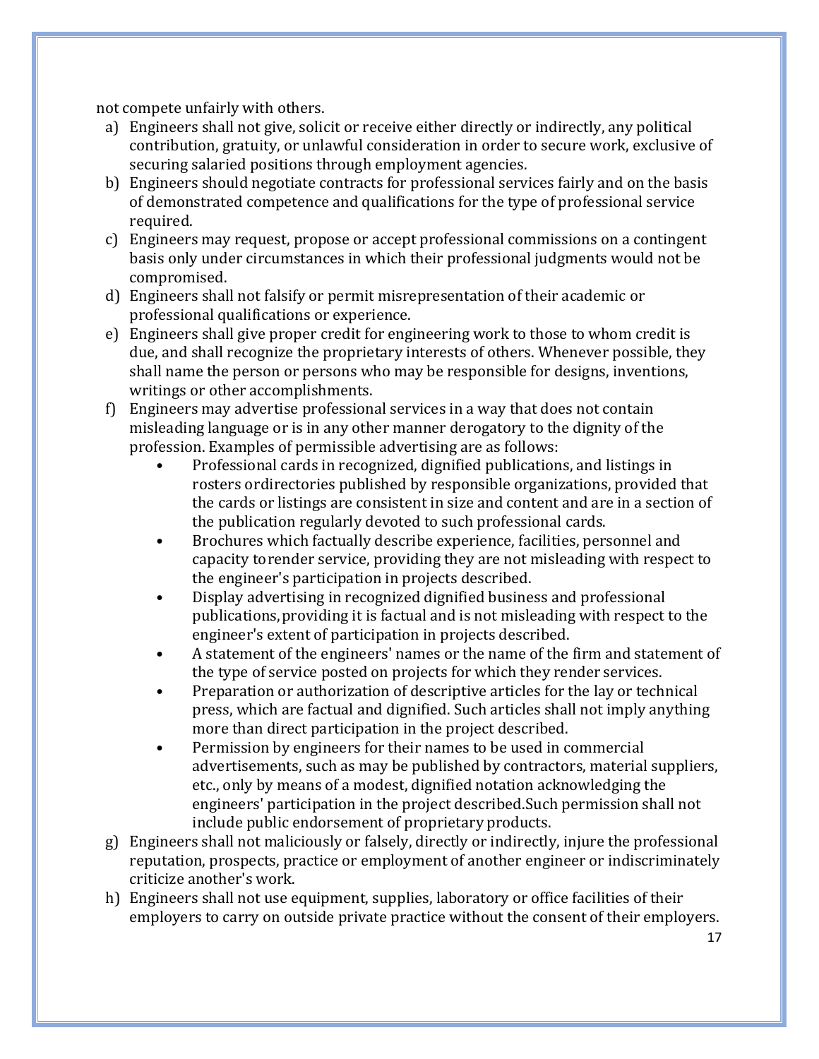not compete unfairly with others.

a) Engineers shall not give, solicit or receive either directly or indirectly, any political contribution, gratuity, or unlawful consideration in order to secure work, exclusive of securing salaried positions through employment agencies.
b) Engineers should negotiate contracts for professional services fairly and on the basis of demonstrated competence and qualifications for the type of professional service required.
c) Engineers may request, propose or accept professional commissions on a contingent basis only under circumstances in which their professional judgments would not be compromised.
d) Engineers shall not falsify or permit misrepresentation of their academic or professional qualifications or experience.
e) Engineers shall give proper credit for engineering work to those to whom credit is due, and shall recognize the proprietary interests of others. Whenever possible, they shall name the person or persons who may be responsible for designs, inventions, writings or other accomplishments.
f) Engineers may advertise professional services in a way that does not contain misleading language or is in any other manner derogatory to the dignity of the profession. Examples of permissible advertising are as follows:
    - Professional cards in recognized, dignified publications, and listings in rosters ordirectories published by responsible organizations, provided that the cards or listings are consistent in size and content and are in a section of the publication regularly devoted to such professional cards.
    - Brochures which factually describe experience, facilities, personnel and capacity torender service, providing they are not misleading with respect to the engineer's participation in projects described.
    - Display advertising in recognized dignified business and professional publications,providing it is factual and is not misleading with respect to the engineer's extent of participation in projects described.
    - A statement of the engineers' names or the name of the firm and statement of the type of service posted on projects for which they render services.
    - Preparation or authorization of descriptive articles for the lay or technical press, which are factual and dignified. Such articles shall not imply anything more than direct participation in the project described.
    - Permission by engineers for their names to be used in commercial advertisements, such as may be published by contractors, material suppliers, etc., only by means of a modest, dignified notation acknowledging the engineers' participation in the project described.Such permission shall not include public endorsement of proprietary products.
g) Engineers shall not maliciously or falsely, directly or indirectly, injure the professional reputation, prospects, practice or employment of another engineer or indiscriminately criticize another's work.
h) Engineers shall not use equipment, supplies, laboratory or office facilities of their employers to carry on outside private practice without the consent of their employers.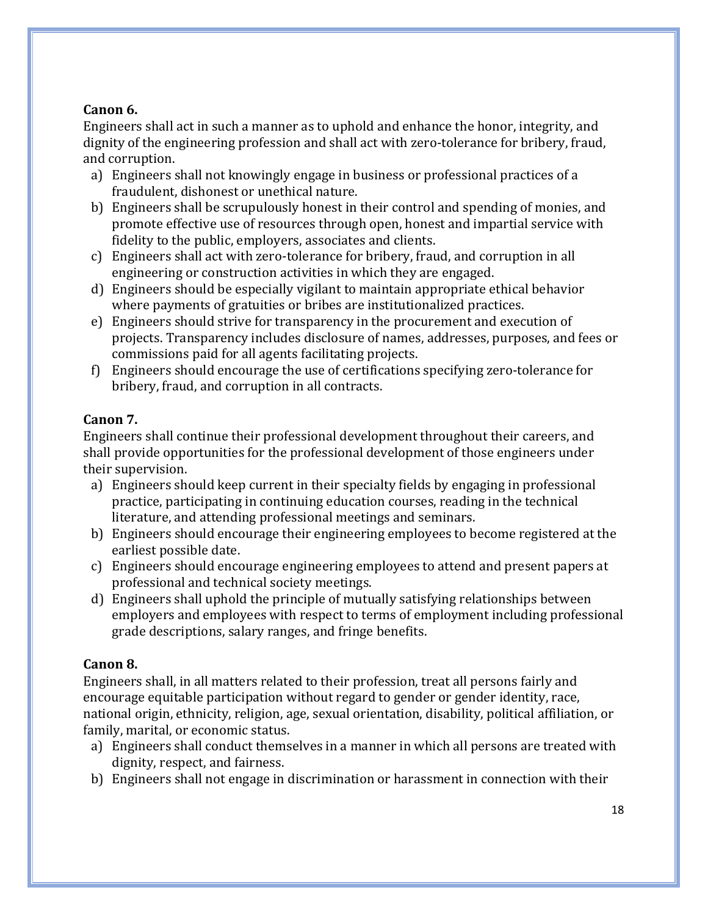**Canon 6.**

Engineers shall act in such a manner as to uphold and enhance the honor, integrity, and dignity of the engineering profession and shall act with zero-tolerance for bribery, fraud, and corruption.

a) Engineers shall not knowingly engage in business or professional practices of a fraudulent, dishonest or unethical nature.
b) Engineers shall be scrupulously honest in their control and spending of monies, and promote effective use of resources through open, honest and impartial service with fidelity to the public, employers, associates and clients.
c) Engineers shall act with zero-tolerance for bribery, fraud, and corruption in all engineering or construction activities in which they are engaged.
d) Engineers should be especially vigilant to maintain appropriate ethical behavior where payments of gratuities or bribes are institutionalized practices.
e) Engineers should strive for transparency in the procurement and execution of projects. Transparency includes disclosure of names, addresses, purposes, and fees or commissions paid for all agents facilitating projects.
f) Engineers should encourage the use of certifications specifying zero-tolerance for bribery, fraud, and corruption in all contracts.

**Canon 7.**

Engineers shall continue their professional development throughout their careers, and shall provide opportunities for the professional development of those engineers under their supervision.

a) Engineers should keep current in their specialty fields by engaging in professional practice, participating in continuing education courses, reading in the technical literature, and attending professional meetings and seminars.
b) Engineers should encourage their engineering employees to become registered at the earliest possible date.
c) Engineers should encourage engineering employees to attend and present papers at professional and technical society meetings.
d) Engineers shall uphold the principle of mutually satisfying relationships between employers and employees with respect to terms of employment including professional grade descriptions, salary ranges, and fringe benefits.

**Canon 8.**

Engineers shall, in all matters related to their profession, treat all persons fairly and encourage equitable participation without regard to gender or gender identity, race, national origin, ethnicity, religion, age, sexual orientation, disability, political affiliation, or family, marital, or economic status.

a) Engineers shall conduct themselves in a manner in which all persons are treated with dignity, respect, and fairness.
b) Engineers shall not engage in discrimination or harassment in connection with their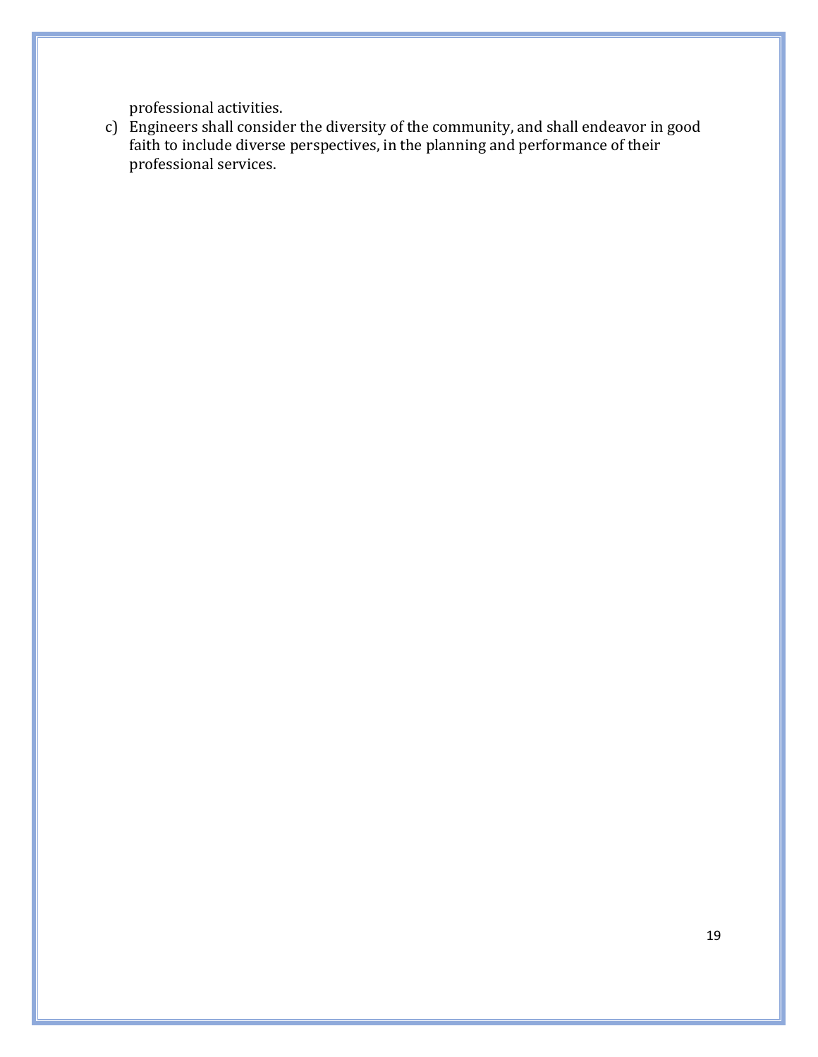professional activities.

c) Engineers shall consider the diversity of the community, and shall endeavor in good faith to include diverse perspectives, in the planning and performance of their professional services.